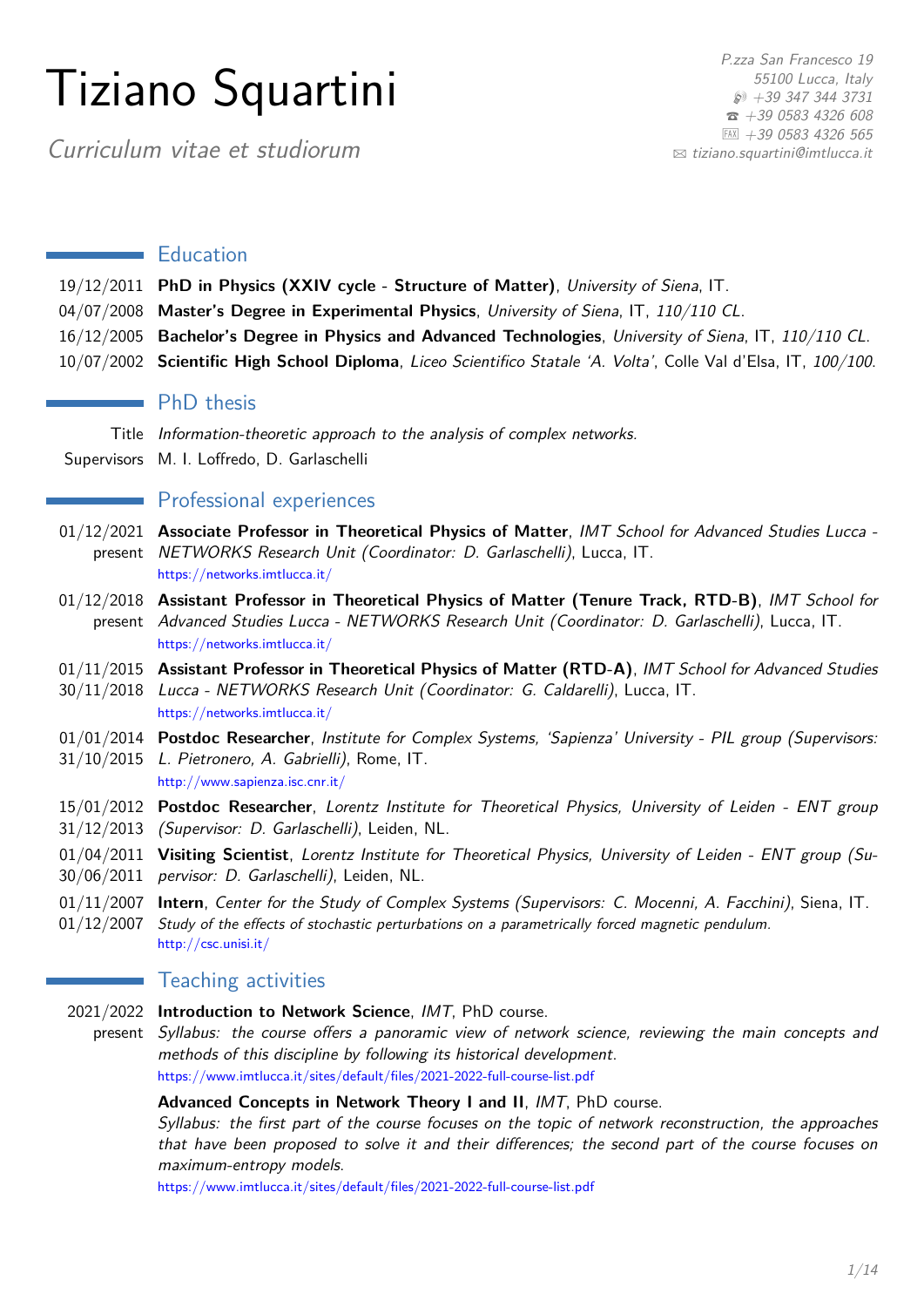# Tiziano Squartini

*Curriculum vitae et studiorum*

*P.zza San Francesco 19*
*55100 Lucca, Italy*
*+39 347 344 3731*
*+39 0583 4326 608*
*+39 0583 4326 565*
*tiziano.squartini@imtlucca.it*

## Education

19/12/2011 **PhD in Physics (XXIV cycle - Structure of Matter)**, *University of Siena*, IT.

04/07/2008 **Master's Degree in Experimental Physics**, *University of Siena*, IT, *110/110 CL*.

16/12/2005 **Bachelor's Degree in Physics and Advanced Technologies**, *University of Siena*, IT, *110/110 CL*.

10/07/2002 **Scientific High School Diploma**, *Liceo Scientifico Statale 'A. Volta'*, Colle Val d'Elsa, IT, *100/100*.

## PhD thesis

Title *Information-theoretic approach to the analysis of complex networks.*

Supervisors M. I. Loffredo, D. Garlaschelli

## Professional experiences

01/12/2021 – present **Associate Professor in Theoretical Physics of Matter**, *IMT School for Advanced Studies Lucca - NETWORKS Research Unit (Coordinator: D. Garlaschelli)*, Lucca, IT.
https://networks.imtlucca.it/

01/12/2018 – present **Assistant Professor in Theoretical Physics of Matter (Tenure Track, RTD-B)**, *IMT School for Advanced Studies Lucca - NETWORKS Research Unit (Coordinator: D. Garlaschelli)*, Lucca, IT.
https://networks.imtlucca.it/

01/11/2015 – 30/11/2018 **Assistant Professor in Theoretical Physics of Matter (RTD-A)**, *IMT School for Advanced Studies Lucca - NETWORKS Research Unit (Coordinator: G. Caldarelli)*, Lucca, IT.
https://networks.imtlucca.it/

01/01/2014 – 31/10/2015 **Postdoc Researcher**, *Institute for Complex Systems, 'Sapienza' University - PIL group (Supervisors: L. Pietronero, A. Gabrielli)*, Rome, IT.
http://www.sapienza.isc.cnr.it/

15/01/2012 – 31/12/2013 **Postdoc Researcher**, *Lorentz Institute for Theoretical Physics, University of Leiden - ENT group (Supervisor: D. Garlaschelli)*, Leiden, NL.

01/04/2011 – 30/06/2011 **Visiting Scientist**, *Lorentz Institute for Theoretical Physics, University of Leiden - ENT group (Supervisor: D. Garlaschelli)*, Leiden, NL.

01/11/2007 – 01/12/2007 **Intern**, *Center for the Study of Complex Systems (Supervisors: C. Mocenni, A. Facchini)*, Siena, IT.
*Study of the effects of stochastic perturbations on a parametrically forced magnetic pendulum.*
http://csc.unisi.it/

## Teaching activities

2021/2022 – present **Introduction to Network Science**, *IMT*, PhD course.
*Syllabus: the course offers a panoramic view of network science, reviewing the main concepts and methods of this discipline by following its historical development.*
https://www.imtlucca.it/sites/default/files/2021-2022-full-course-list.pdf

**Advanced Concepts in Network Theory I and II**, *IMT*, PhD course.
*Syllabus: the first part of the course focuses on the topic of network reconstruction, the approaches that have been proposed to solve it and their differences; the second part of the course focuses on maximum-entropy models.*
https://www.imtlucca.it/sites/default/files/2021-2022-full-course-list.pdf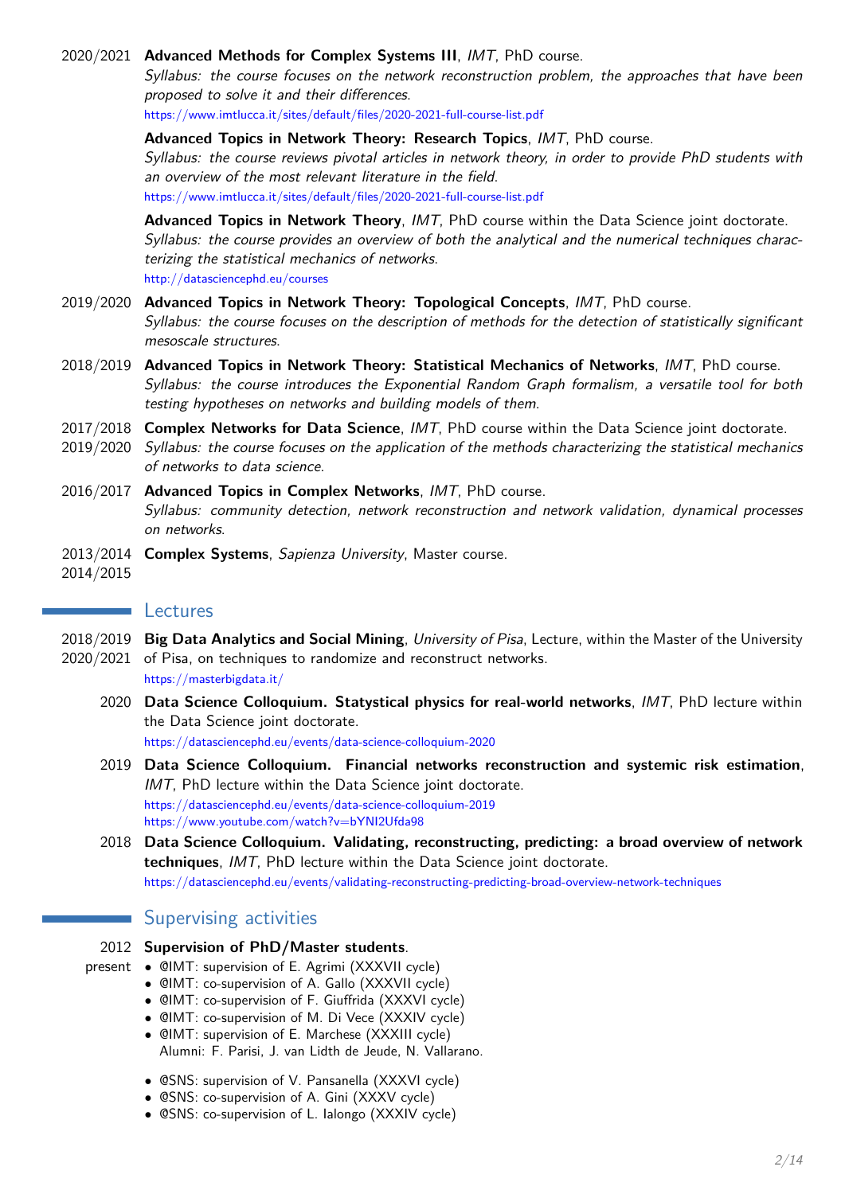2020/2021 **Advanced Methods for Complex Systems III**, *IMT*, PhD course.
*Syllabus: the course focuses on the network reconstruction problem, the approaches that have been proposed to solve it and their differences.*
https://www.imtlucca.it/sites/default/files/2020-2021-full-course-list.pdf

**Advanced Topics in Network Theory: Research Topics**, *IMT*, PhD course.
*Syllabus: the course reviews pivotal articles in network theory, in order to provide PhD students with an overview of the most relevant literature in the field.*
https://www.imtlucca.it/sites/default/files/2020-2021-full-course-list.pdf

**Advanced Topics in Network Theory**, *IMT*, PhD course within the Data Science joint doctorate.
*Syllabus: the course provides an overview of both the analytical and the numerical techniques characterizing the statistical mechanics of networks.*
http://datasciencephd.eu/courses

2019/2020 **Advanced Topics in Network Theory: Topological Concepts**, *IMT*, PhD course.
*Syllabus: the course focuses on the description of methods for the detection of statistically significant mesoscale structures.*

2018/2019 **Advanced Topics in Network Theory: Statistical Mechanics of Networks**, *IMT*, PhD course.
*Syllabus: the course introduces the Exponential Random Graph formalism, a versatile tool for both testing hypotheses on networks and building models of them.*

2017/2018, 2019/2020 **Complex Networks for Data Science**, *IMT*, PhD course within the Data Science joint doctorate.
*Syllabus: the course focuses on the application of the methods characterizing the statistical mechanics of networks to data science.*

2016/2017 **Advanced Topics in Complex Networks**, *IMT*, PhD course.
*Syllabus: community detection, network reconstruction and network validation, dynamical processes on networks.*

2013/2014, 2014/2015 **Complex Systems**, *Sapienza University*, Master course.

## Lectures

2018/2019, 2020/2021 **Big Data Analytics and Social Mining**, *University of Pisa*, Lecture, within the Master of the University of Pisa, on techniques to randomize and reconstruct networks.
https://masterbigdata.it/

2020 **Data Science Colloquium. Statystical physics for real-world networks**, *IMT*, PhD lecture within the Data Science joint doctorate.
https://datasciencephd.eu/events/data-science-colloquium-2020

2019 **Data Science Colloquium. Financial networks reconstruction and systemic risk estimation**, *IMT*, PhD lecture within the Data Science joint doctorate.
https://datasciencephd.eu/events/data-science-colloquium-2019
https://www.youtube.com/watch?v=bYNI2Ufda98

2018 **Data Science Colloquium. Validating, reconstructing, predicting: a broad overview of network techniques**, *IMT*, PhD lecture within the Data Science joint doctorate.
https://datasciencephd.eu/events/validating-reconstructing-predicting-broad-overview-network-techniques

## Supervising activities

2012 – present **Supervision of PhD/Master students**.

- @IMT: supervision of E. Agrimi (XXXVII cycle)
- @IMT: co-supervision of A. Gallo (XXXVII cycle)
- @IMT: co-supervision of F. Giuffrida (XXXVI cycle)
- @IMT: co-supervision of M. Di Vece (XXXIV cycle)
- @IMT: supervision of E. Marchese (XXXIII cycle)
  Alumni: F. Parisi, J. van Lidth de Jeude, N. Vallarano.

- @SNS: supervision of V. Pansanella (XXXVI cycle)
- @SNS: co-supervision of A. Gini (XXXV cycle)
- @SNS: co-supervision of L. Ialongo (XXXIV cycle)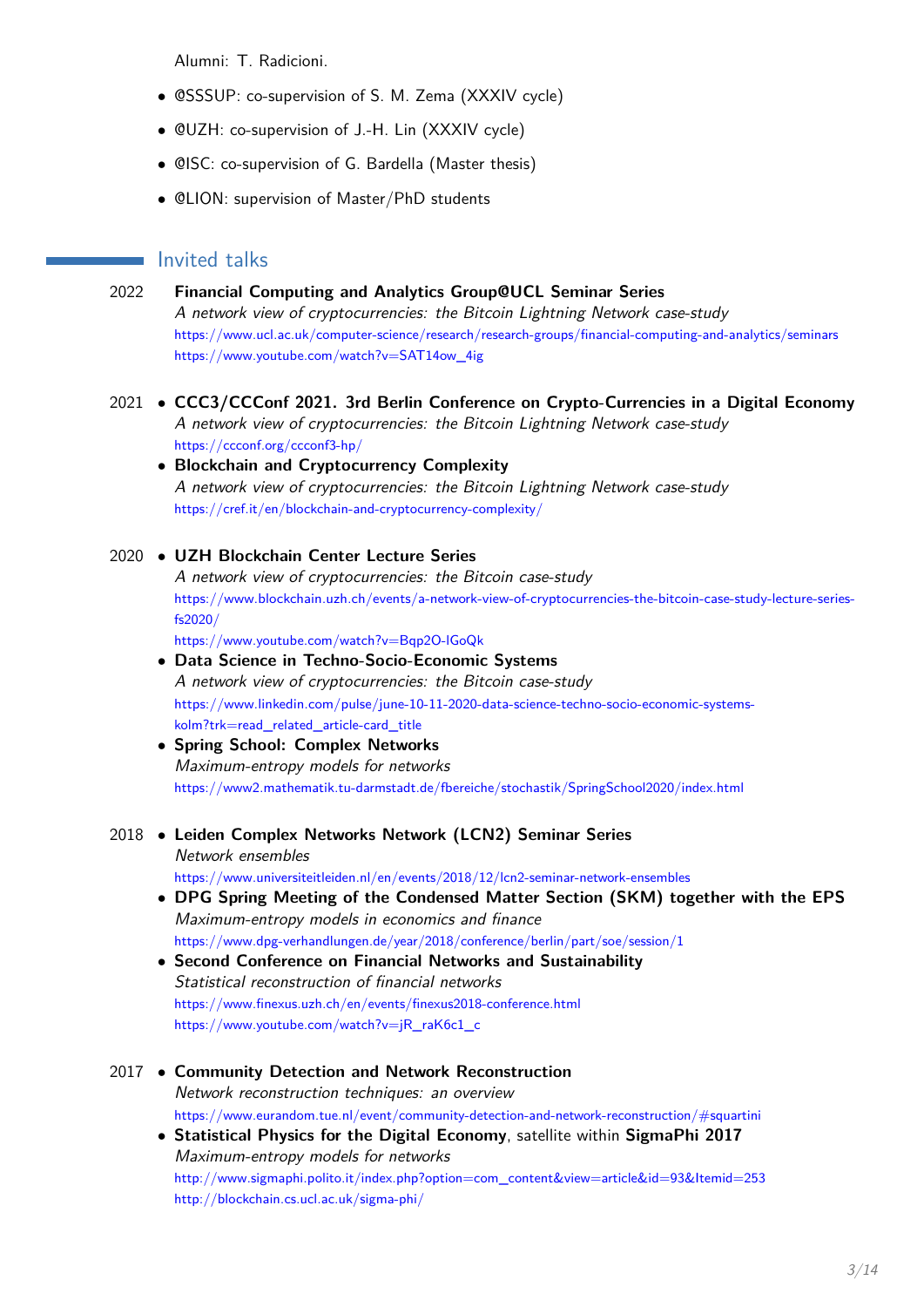Alumni: T. Radicioni.

- @SSSUP: co-supervision of S. M. Zema (XXXIV cycle)
- @UZH: co-supervision of J.-H. Lin (XXXIV cycle)
- @ISC: co-supervision of G. Bardella (Master thesis)
- @LION: supervision of Master/PhD students

## Invited talks

**2022**

**Financial Computing and Analytics Group@UCL Seminar Series**
*A network view of cryptocurrencies: the Bitcoin Lightning Network case-study*
https://www.ucl.ac.uk/computer-science/research/research-groups/financial-computing-and-analytics/seminars
https://www.youtube.com/watch?v=SAT14ow_4ig

**2021**

- **CCC3/CCConf 2021. 3rd Berlin Conference on Crypto-Currencies in a Digital Economy**
  *A network view of cryptocurrencies: the Bitcoin Lightning Network case-study*
  https://ccconf.org/ccconf3-hp/
- **Blockchain and Cryptocurrency Complexity**
  *A network view of cryptocurrencies: the Bitcoin Lightning Network case-study*
  https://cref.it/en/blockchain-and-cryptocurrency-complexity/

**2020**

- **UZH Blockchain Center Lecture Series**
  *A network view of cryptocurrencies: the Bitcoin case-study*
  https://www.blockchain.uzh.ch/events/a-network-view-of-cryptocurrencies-the-bitcoin-case-study-lecture-series-fs2020/
  https://www.youtube.com/watch?v=Bqp2O-IGoQk
- **Data Science in Techno-Socio-Economic Systems**
  *A network view of cryptocurrencies: the Bitcoin case-study*
  https://www.linkedin.com/pulse/june-10-11-2020-data-science-techno-socio-economic-systems-kolm?trk=read_related_article-card_title
- **Spring School: Complex Networks**
  *Maximum-entropy models for networks*
  https://www2.mathematik.tu-darmstadt.de/fbereiche/stochastik/SpringSchool2020/index.html

**2018**

- **Leiden Complex Networks Network (LCN2) Seminar Series**
  *Network ensembles*
  https://www.universiteitleiden.nl/en/events/2018/12/lcn2-seminar-network-ensembles
- **DPG Spring Meeting of the Condensed Matter Section (SKM) together with the EPS**
  *Maximum-entropy models in economics and finance*
  https://www.dpg-verhandlungen.de/year/2018/conference/berlin/part/soe/session/1
- **Second Conference on Financial Networks and Sustainability**
  *Statistical reconstruction of financial networks*
  https://www.finexus.uzh.ch/en/events/finexus2018-conference.html
  https://www.youtube.com/watch?v=jR_raK6c1_c

**2017**

- **Community Detection and Network Reconstruction**
  *Network reconstruction techniques: an overview*
  https://www.eurandom.tue.nl/event/community-detection-and-network-reconstruction/#squartini
- **Statistical Physics for the Digital Economy**, satellite within **SigmaPhi 2017**
  *Maximum-entropy models for networks*
  http://www.sigmaphi.polito.it/index.php?option=com_content&view=article&id=93&Itemid=253
  http://blockchain.cs.ucl.ac.uk/sigma-phi/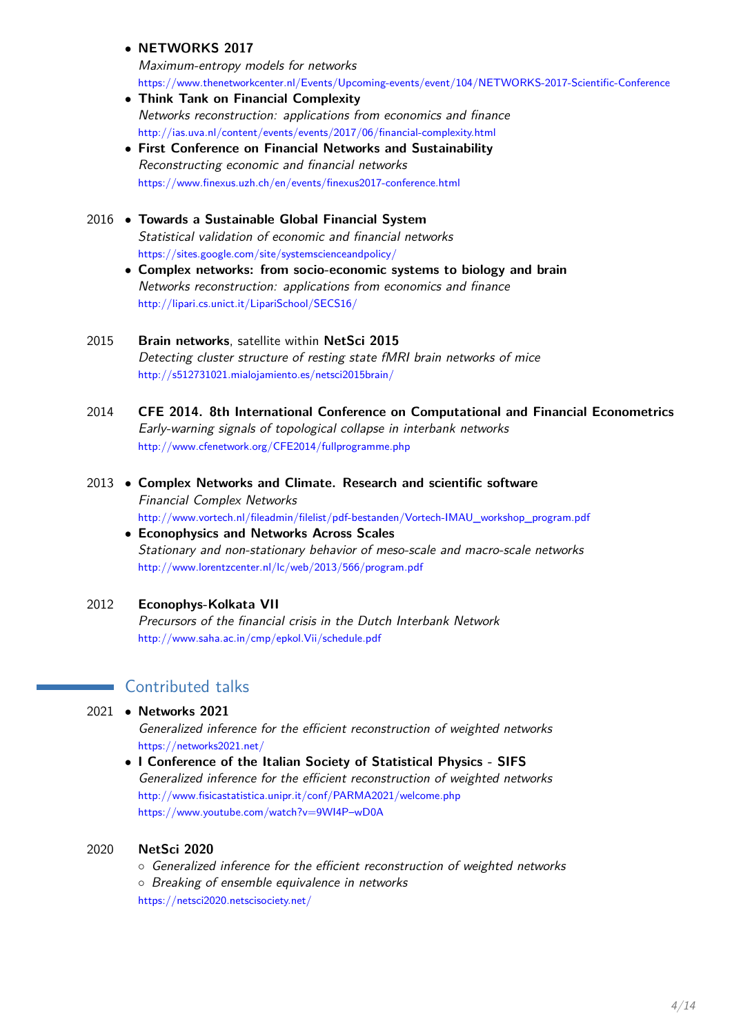- **NETWORKS 2017**
  *Maximum-entropy models for networks*
  https://www.thenetworkcenter.nl/Events/Upcoming-events/event/104/NETWORKS-2017-Scientific-Conference
- **Think Tank on Financial Complexity**
  *Networks reconstruction: applications from economics and finance*
  http://ias.uva.nl/content/events/events/2017/06/financial-complexity.html
- **First Conference on Financial Networks and Sustainability**
  *Reconstructing economic and financial networks*
  https://www.finexus.uzh.ch/en/events/finexus2017-conference.html

2016
- **Towards a Sustainable Global Financial System**
  *Statistical validation of economic and financial networks*
  https://sites.google.com/site/systemscienceandpolicy/
- **Complex networks: from socio-economic systems to biology and brain**
  *Networks reconstruction: applications from economics and finance*
  http://lipari.cs.unict.it/LipariSchool/SECS16/

2015 **Brain networks**, satellite within **NetSci 2015**
*Detecting cluster structure of resting state fMRI brain networks of mice*
http://s512731021.mialojamiento.es/netsci2015brain/

2014 **CFE 2014. 8th International Conference on Computational and Financial Econometrics**
*Early-warning signals of topological collapse in interbank networks*
http://www.cfenetwork.org/CFE2014/fullprogramme.php

2013
- **Complex Networks and Climate. Research and scientific software**
  *Financial Complex Networks*
  http://www.vortech.nl/fileadmin/filelist/pdf-bestanden/Vortech-IMAU_workshop_program.pdf
- **Econophysics and Networks Across Scales**
  *Stationary and non-stationary behavior of meso-scale and macro-scale networks*
  http://www.lorentzcenter.nl/lc/web/2013/566/program.pdf

2012 **Econophys-Kolkata VII**
*Precursors of the financial crisis in the Dutch Interbank Network*
http://www.saha.ac.in/cmp/epkol.Vii/schedule.pdf

## Contributed talks

2021
- **Networks 2021**
  *Generalized inference for the efficient reconstruction of weighted networks*
  https://networks2021.net/
- **I Conference of the Italian Society of Statistical Physics - SIFS**
  *Generalized inference for the efficient reconstruction of weighted networks*
  http://www.fisicastatistica.unipr.it/conf/PARMA2021/welcome.php
  https://www.youtube.com/watch?v=9WI4P–wD0A

2020 **NetSci 2020**
- *Generalized inference for the efficient reconstruction of weighted networks*
- *Breaking of ensemble equivalence in networks*

https://netsci2020.netscisociety.net/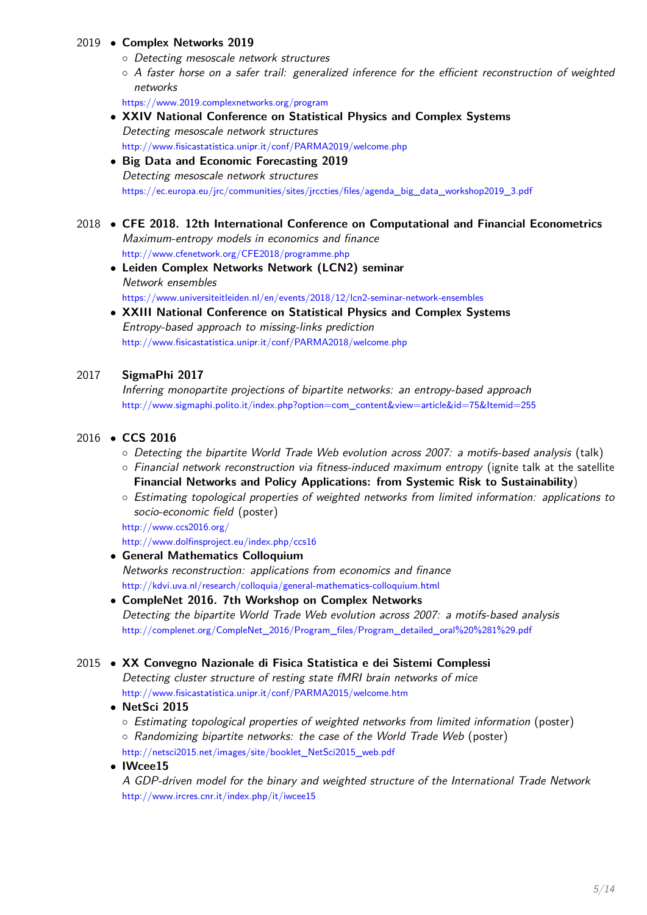2019

- **Complex Networks 2019**
  - *Detecting mesoscale network structures*
  - *A faster horse on a safer trail: generalized inference for the efficient reconstruction of weighted networks*

  https://www.2019.complexnetworks.org/program
- **XXIV National Conference on Statistical Physics and Complex Systems**
  *Detecting mesoscale network structures*
  http://www.fisicastatistica.unipr.it/conf/PARMA2019/welcome.php
- **Big Data and Economic Forecasting 2019**
  *Detecting mesoscale network structures*
  https://ec.europa.eu/jrc/communities/sites/jrccties/files/agenda_big_data_workshop2019_3.pdf

2018

- **CFE 2018. 12th International Conference on Computational and Financial Econometrics**
  *Maximum-entropy models in economics and finance*
  http://www.cfenetwork.org/CFE2018/programme.php
- **Leiden Complex Networks Network (LCN2) seminar**
  *Network ensembles*
  https://www.universiteitleiden.nl/en/events/2018/12/lcn2-seminar-network-ensembles
- **XXIII National Conference on Statistical Physics and Complex Systems**
  *Entropy-based approach to missing-links prediction*
  http://www.fisicastatistica.unipr.it/conf/PARMA2018/welcome.php

2017

**SigmaPhi 2017**
*Inferring monopartite projections of bipartite networks: an entropy-based approach*
http://www.sigmaphi.polito.it/index.php?option=com_content&view=article&id=75&Itemid=255

2016

- **CCS 2016**
  - *Detecting the bipartite World Trade Web evolution across 2007: a motifs-based analysis* (talk)
  - *Financial network reconstruction via fitness-induced maximum entropy* (ignite talk at the satellite **Financial Networks and Policy Applications: from Systemic Risk to Sustainability**)
  - *Estimating topological properties of weighted networks from limited information: applications to socio-economic field* (poster)

  http://www.ccs2016.org/
  http://www.dolfinsproject.eu/index.php/ccs16
- **General Mathematics Colloquium**
  *Networks reconstruction: applications from economics and finance*
  http://kdvi.uva.nl/research/colloquia/general-mathematics-colloquium.html
- **CompleNet 2016. 7th Workshop on Complex Networks**
  *Detecting the bipartite World Trade Web evolution across 2007: a motifs-based analysis*
  http://complenet.org/CompleNet_2016/Program_files/Program_detailed_oral%20%281%29.pdf

2015

- **XX Convegno Nazionale di Fisica Statistica e dei Sistemi Complessi**
  *Detecting cluster structure of resting state fMRI brain networks of mice*
  http://www.fisicastatistica.unipr.it/conf/PARMA2015/welcome.htm
- **NetSci 2015**
  - *Estimating topological properties of weighted networks from limited information* (poster)
  - *Randomizing bipartite networks: the case of the World Trade Web* (poster)

  http://netsci2015.net/images/site/booklet_NetSci2015_web.pdf
- **IWcee15**
  *A GDP-driven model for the binary and weighted structure of the International Trade Network*
  http://www.ircres.cnr.it/index.php/it/iwcee15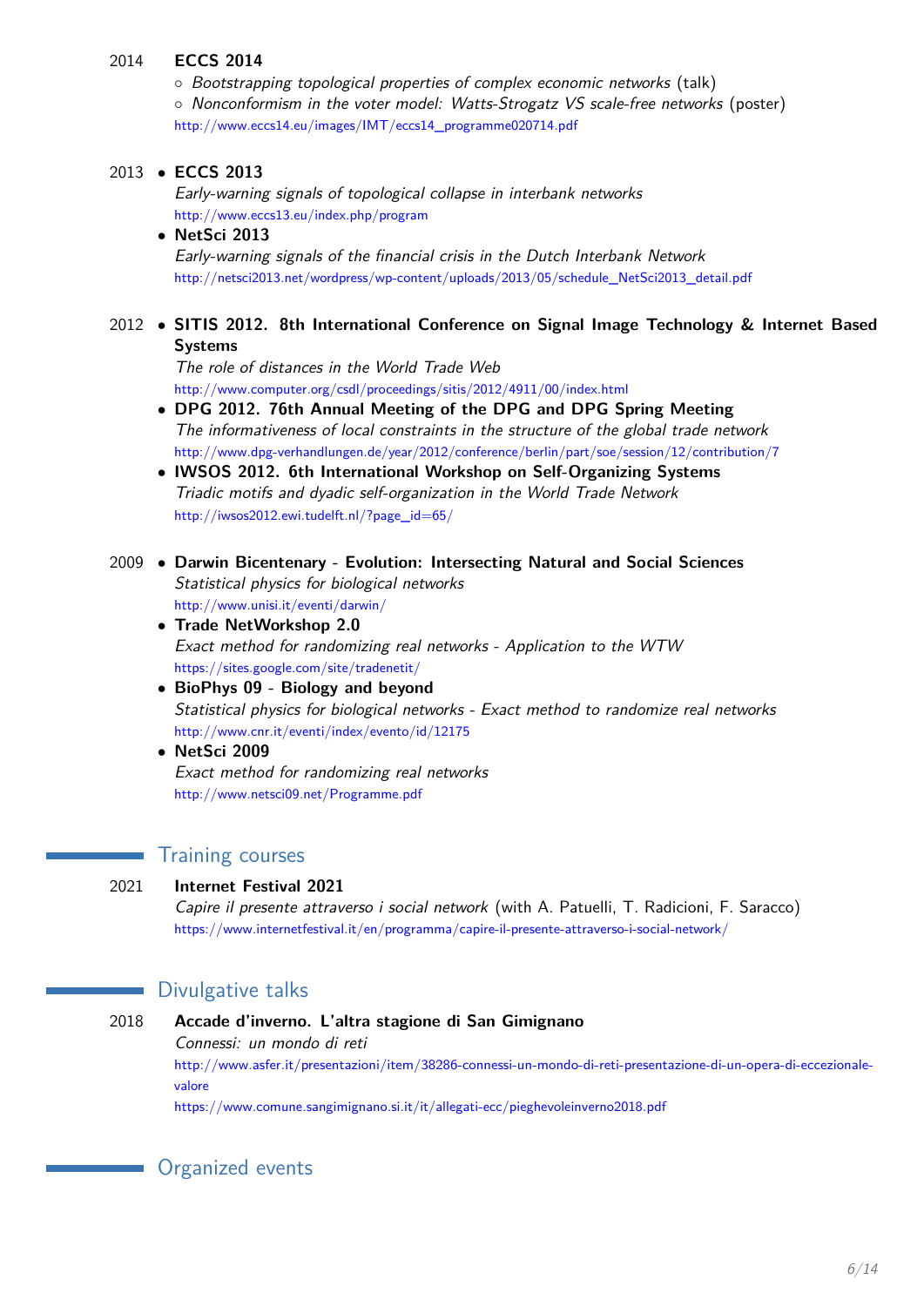2014 **ECCS 2014**

- *Bootstrapping topological properties of complex economic networks* (talk)
- *Nonconformism in the voter model: Watts-Strogatz VS scale-free networks* (poster)

http://www.eccs14.eu/images/IMT/eccs14_programme020714.pdf

2013

- **ECCS 2013**
  *Early-warning signals of topological collapse in interbank networks*
  http://www.eccs13.eu/index.php/program
- **NetSci 2013**
  *Early-warning signals of the financial crisis in the Dutch Interbank Network*
  http://netsci2013.net/wordpress/wp-content/uploads/2013/05/schedule_NetSci2013_detail.pdf

2012

- **SITIS 2012. 8th International Conference on Signal Image Technology & Internet Based Systems**
  *The role of distances in the World Trade Web*
  http://www.computer.org/csdl/proceedings/sitis/2012/4911/00/index.html
- **DPG 2012. 76th Annual Meeting of the DPG and DPG Spring Meeting**
  *The informativeness of local constraints in the structure of the global trade network*
  http://www.dpg-verhandlungen.de/year/2012/conference/berlin/part/soe/session/12/contribution/7
- **IWSOS 2012. 6th International Workshop on Self-Organizing Systems**
  *Triadic motifs and dyadic self-organization in the World Trade Network*
  http://iwsos2012.ewi.tudelft.nl/?page_id=65/

2009

- **Darwin Bicentenary - Evolution: Intersecting Natural and Social Sciences**
  *Statistical physics for biological networks*
  http://www.unisi.it/eventi/darwin/
- **Trade NetWorkshop 2.0**
  *Exact method for randomizing real networks - Application to the WTW*
  https://sites.google.com/site/tradenetit/
- **BioPhys 09 - Biology and beyond**
  *Statistical physics for biological networks - Exact method to randomize real networks*
  http://www.cnr.it/eventi/index/evento/id/12175
- **NetSci 2009**
  *Exact method for randomizing real networks*
  http://www.netsci09.net/Programme.pdf

## Training courses

2021 **Internet Festival 2021**
*Capire il presente attraverso i social network* (with A. Patuelli, T. Radicioni, F. Saracco)
https://www.internetfestival.it/en/programma/capire-il-presente-attraverso-i-social-network/

## Divulgative talks

2018 **Accade d'inverno. L'altra stagione di San Gimignano**
*Connessi: un mondo di reti*
http://www.asfer.it/presentazioni/item/38286-connessi-un-mondo-di-reti-presentazione-di-un-opera-di-eccezionale-valore
https://www.comune.sangimignano.si.it/it/allegati-ecc/pieghevoleinverno2018.pdf

## Organized events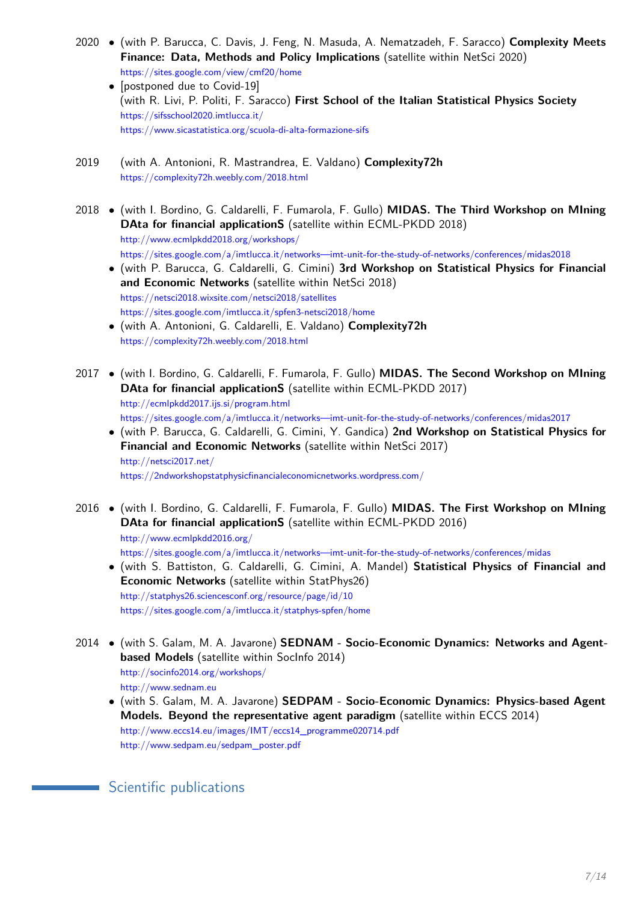2020

- (with P. Barucca, C. Davis, J. Feng, N. Masuda, A. Nematzadeh, F. Saracco) **Complexity Meets Finance: Data, Methods and Policy Implications** (satellite within NetSci 2020)
  https://sites.google.com/view/cmf20/home
- [postponed due to Covid-19]
  (with R. Livi, P. Politi, F. Saracco) **First School of the Italian Statistical Physics Society**
  https://sifsschool2020.imtlucca.it/
  https://www.sicastatistica.org/scuola-di-alta-formazione-sifs

2019

(with A. Antonioni, R. Mastrandrea, E. Valdano) **Complexity72h**
https://complexity72h.weebly.com/2018.html

2018

- (with I. Bordino, G. Caldarelli, F. Fumarola, F. Gullo) **MIDAS. The Third Workshop on MIning DAta for financial applicationS** (satellite within ECML-PKDD 2018)
  http://www.ecmlpkdd2018.org/workshops/
  https://sites.google.com/a/imtlucca.it/networks—imt-unit-for-the-study-of-networks/conferences/midas2018
- (with P. Barucca, G. Caldarelli, G. Cimini) **3rd Workshop on Statistical Physics for Financial and Economic Networks** (satellite within NetSci 2018)
  https://netsci2018.wixsite.com/netsci2018/satellites
  https://sites.google.com/imtlucca.it/spfen3-netsci2018/home
- (with A. Antonioni, G. Caldarelli, E. Valdano) **Complexity72h**
  https://complexity72h.weebly.com/2018.html

2017

- (with I. Bordino, G. Caldarelli, F. Fumarola, F. Gullo) **MIDAS. The Second Workshop on MIning DAta for financial applicationS** (satellite within ECML-PKDD 2017)
  http://ecmlpkdd2017.ijs.si/program.html
  https://sites.google.com/a/imtlucca.it/networks—imt-unit-for-the-study-of-networks/conferences/midas2017
- (with P. Barucca, G. Caldarelli, G. Cimini, Y. Gandica) **2nd Workshop on Statistical Physics for Financial and Economic Networks** (satellite within NetSci 2017)
  http://netsci2017.net/
  https://2ndworkshopstatphysicfinancialeconomicnetworks.wordpress.com/

2016

- (with I. Bordino, G. Caldarelli, F. Fumarola, F. Gullo) **MIDAS. The First Workshop on MIning DAta for financial applicationS** (satellite within ECML-PKDD 2016)
  http://www.ecmlpkdd2016.org/
  https://sites.google.com/a/imtlucca.it/networks—imt-unit-for-the-study-of-networks/conferences/midas
- (with S. Battiston, G. Caldarelli, G. Cimini, A. Mandel) **Statistical Physics of Financial and Economic Networks** (satellite within StatPhys26)
  http://statphys26.sciencesconf.org/resource/page/id/10
  https://sites.google.com/a/imtlucca.it/statphys-spfen/home

2014

- (with S. Galam, M. A. Javarone) **SEDNAM - Socio-Economic Dynamics: Networks and Agent-based Models** (satellite within SocInfo 2014)
  http://socinfo2014.org/workshops/
  http://www.sednam.eu
- (with S. Galam, M. A. Javarone) **SEDPAM - Socio-Economic Dynamics: Physics-based Agent Models. Beyond the representative agent paradigm** (satellite within ECCS 2014)
  http://www.eccs14.eu/images/IMT/eccs14_programme020714.pdf
  http://www.sedpam.eu/sedpam_poster.pdf

## Scientific publications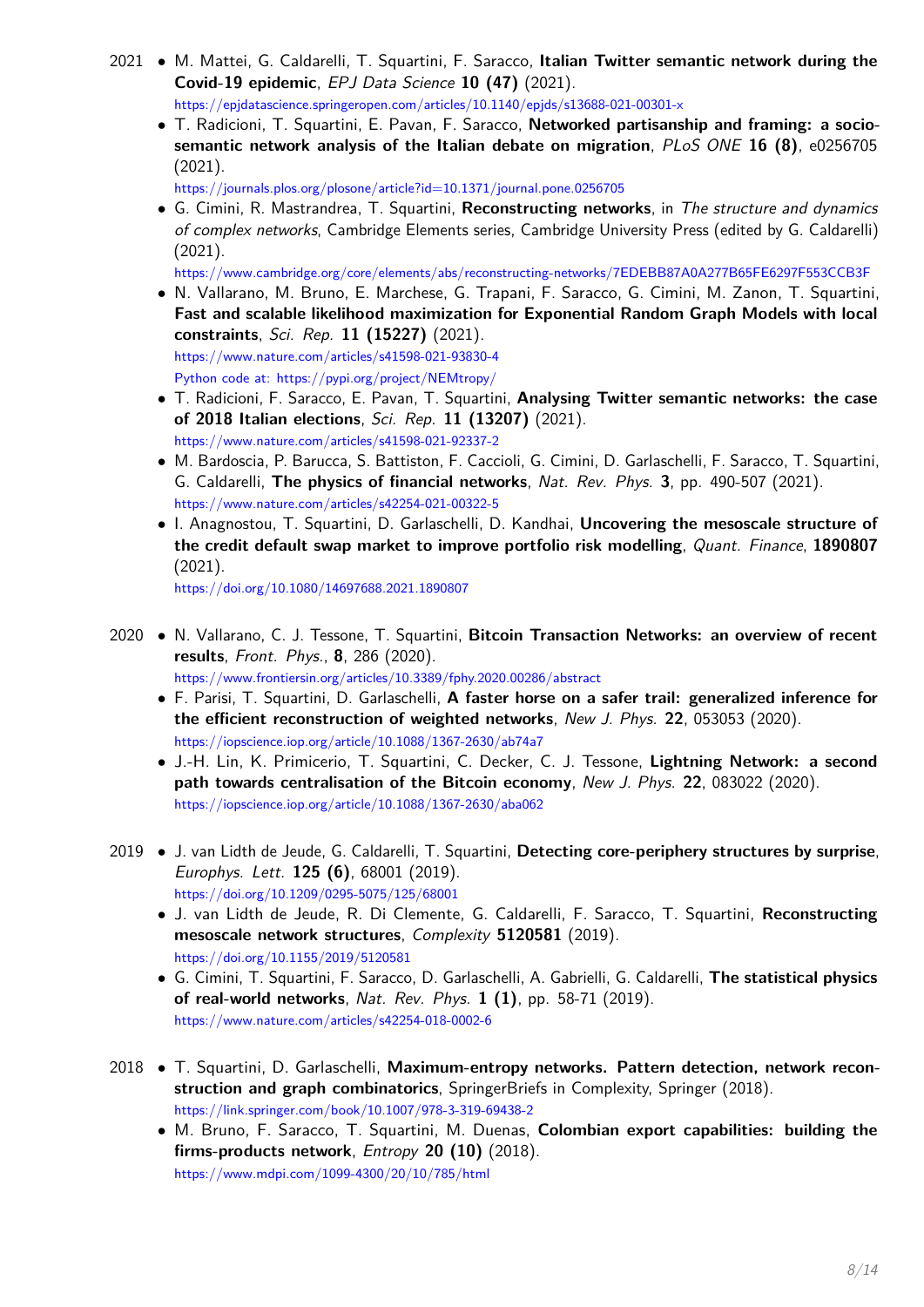2021

- M. Mattei, G. Caldarelli, T. Squartini, F. Saracco, **Italian Twitter semantic network during the Covid-19 epidemic**, *EPJ Data Science* **10 (47)** (2021).
  https://epjdatascience.springeropen.com/articles/10.1140/epjds/s13688-021-00301-x
- T. Radicioni, T. Squartini, E. Pavan, F. Saracco, **Networked partisanship and framing: a socio-semantic network analysis of the Italian debate on migration**, *PLoS ONE* **16 (8)**, e0256705 (2021).
  https://journals.plos.org/plosone/article?id=10.1371/journal.pone.0256705
- G. Cimini, R. Mastrandrea, T. Squartini, **Reconstructing networks**, in *The structure and dynamics of complex networks*, Cambridge Elements series, Cambridge University Press (edited by G. Caldarelli) (2021).
  https://www.cambridge.org/core/elements/abs/reconstructing-networks/7EDEBB87A0A277B65FE6297F553CCB3F
- N. Vallarano, M. Bruno, E. Marchese, G. Trapani, F. Saracco, G. Cimini, M. Zanon, T. Squartini, **Fast and scalable likelihood maximization for Exponential Random Graph Models with local constraints**, *Sci. Rep.* **11 (15227)** (2021).
  https://www.nature.com/articles/s41598-021-93830-4
  Python code at: https://pypi.org/project/NEMtropy/
- T. Radicioni, F. Saracco, E. Pavan, T. Squartini, **Analysing Twitter semantic networks: the case of 2018 Italian elections**, *Sci. Rep.* **11 (13207)** (2021).
  https://www.nature.com/articles/s41598-021-92337-2
- M. Bardoscia, P. Barucca, S. Battiston, F. Caccioli, G. Cimini, D. Garlaschelli, F. Saracco, T. Squartini, G. Caldarelli, **The physics of financial networks**, *Nat. Rev. Phys.* **3**, pp. 490-507 (2021).
  https://www.nature.com/articles/s42254-021-00322-5
- I. Anagnostou, T. Squartini, D. Garlaschelli, D. Kandhai, **Uncovering the mesoscale structure of the credit default swap market to improve portfolio risk modelling**, *Quant. Finance*, **1890807** (2021).
  https://doi.org/10.1080/14697688.2021.1890807

2020

- N. Vallarano, C. J. Tessone, T. Squartini, **Bitcoin Transaction Networks: an overview of recent results**, *Front. Phys.*, **8**, 286 (2020).
  https://www.frontiersin.org/articles/10.3389/fphy.2020.00286/abstract
- F. Parisi, T. Squartini, D. Garlaschelli, **A faster horse on a safer trail: generalized inference for the efficient reconstruction of weighted networks**, *New J. Phys.* **22**, 053053 (2020).
  https://iopscience.iop.org/article/10.1088/1367-2630/ab74a7
- J.-H. Lin, K. Primicerio, T. Squartini, C. Decker, C. J. Tessone, **Lightning Network: a second path towards centralisation of the Bitcoin economy**, *New J. Phys.* **22**, 083022 (2020).
  https://iopscience.iop.org/article/10.1088/1367-2630/aba062

2019

- J. van Lidth de Jeude, G. Caldarelli, T. Squartini, **Detecting core-periphery structures by surprise**, *Europhys. Lett.* **125 (6)**, 68001 (2019).
  https://doi.org/10.1209/0295-5075/125/68001
- J. van Lidth de Jeude, R. Di Clemente, G. Caldarelli, F. Saracco, T. Squartini, **Reconstructing mesoscale network structures**, *Complexity* **5120581** (2019).
  https://doi.org/10.1155/2019/5120581
- G. Cimini, T. Squartini, F. Saracco, D. Garlaschelli, A. Gabrielli, G. Caldarelli, **The statistical physics of real-world networks**, *Nat. Rev. Phys.* **1 (1)**, pp. 58-71 (2019).
  https://www.nature.com/articles/s42254-018-0002-6

2018

- T. Squartini, D. Garlaschelli, **Maximum-entropy networks. Pattern detection, network reconstruction and graph combinatorics**, SpringerBriefs in Complexity, Springer (2018).
  https://link.springer.com/book/10.1007/978-3-319-69438-2
- M. Bruno, F. Saracco, T. Squartini, M. Duenas, **Colombian export capabilities: building the firms-products network**, *Entropy* **20 (10)** (2018).
  https://www.mdpi.com/1099-4300/20/10/785/html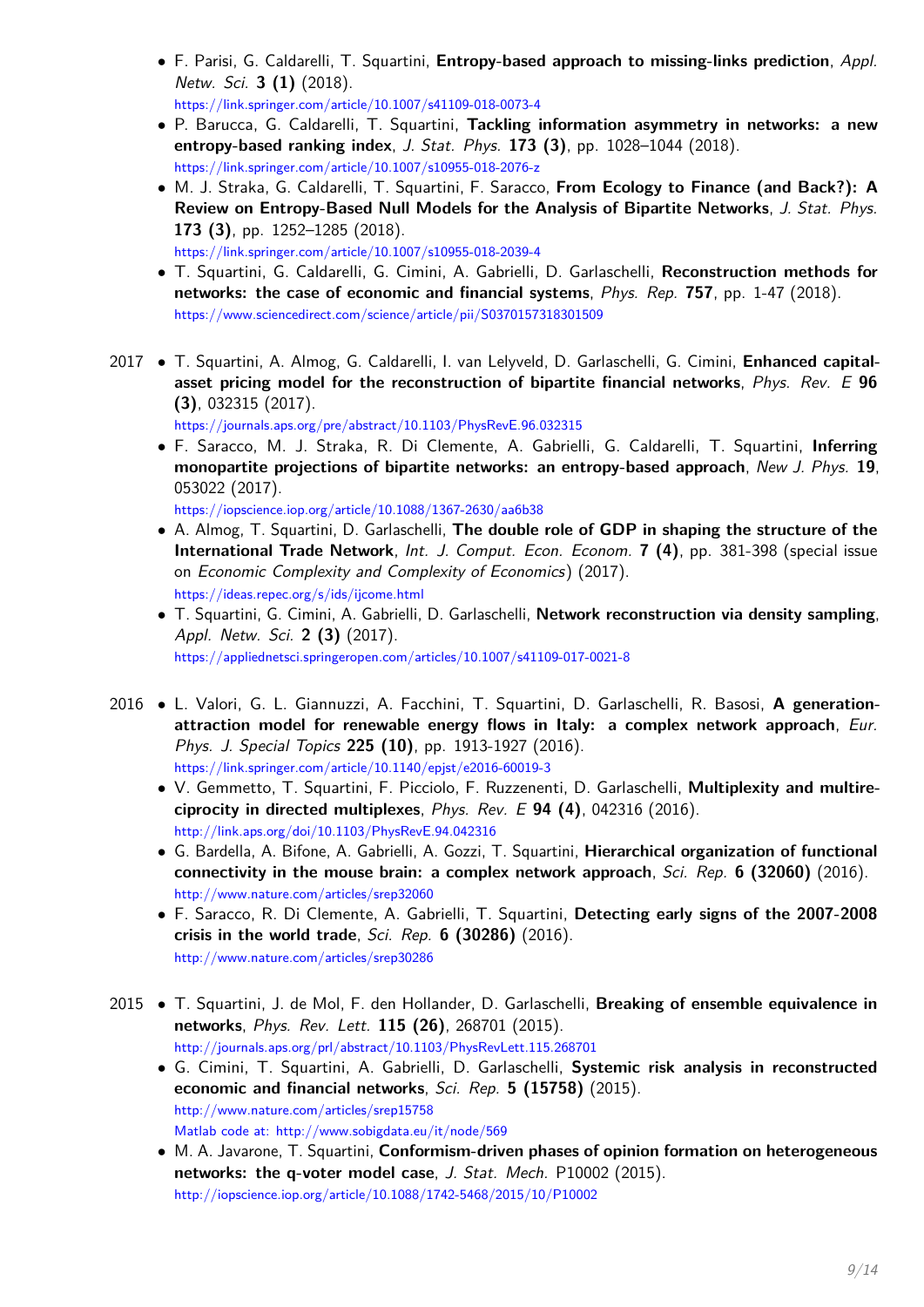- F. Parisi, G. Caldarelli, T. Squartini, **Entropy-based approach to missing-links prediction**, *Appl. Netw. Sci.* **3 (1)** (2018).
  https://link.springer.com/article/10.1007/s41109-018-0073-4
- P. Barucca, G. Caldarelli, T. Squartini, **Tackling information asymmetry in networks: a new entropy-based ranking index**, *J. Stat. Phys.* **173 (3)**, pp. 1028–1044 (2018).
  https://link.springer.com/article/10.1007/s10955-018-2076-z
- M. J. Straka, G. Caldarelli, T. Squartini, F. Saracco, **From Ecology to Finance (and Back?): A Review on Entropy-Based Null Models for the Analysis of Bipartite Networks**, *J. Stat. Phys.* **173 (3)**, pp. 1252–1285 (2018).
  https://link.springer.com/article/10.1007/s10955-018-2039-4
- T. Squartini, G. Caldarelli, G. Cimini, A. Gabrielli, D. Garlaschelli, **Reconstruction methods for networks: the case of economic and financial systems**, *Phys. Rep.* **757**, pp. 1-47 (2018).
  https://www.sciencedirect.com/science/article/pii/S0370157318301509

2017

- T. Squartini, A. Almog, G. Caldarelli, I. van Lelyveld, D. Garlaschelli, G. Cimini, **Enhanced capital-asset pricing model for the reconstruction of bipartite financial networks**, *Phys. Rev. E* **96 (3)**, 032315 (2017).
  https://journals.aps.org/pre/abstract/10.1103/PhysRevE.96.032315
- F. Saracco, M. J. Straka, R. Di Clemente, A. Gabrielli, G. Caldarelli, T. Squartini, **Inferring monopartite projections of bipartite networks: an entropy-based approach**, *New J. Phys.* **19**, 053022 (2017).
  https://iopscience.iop.org/article/10.1088/1367-2630/aa6b38
- A. Almog, T. Squartini, D. Garlaschelli, **The double role of GDP in shaping the structure of the International Trade Network**, *Int. J. Comput. Econ. Econom.* **7 (4)**, pp. 381-398 (special issue on *Economic Complexity and Complexity of Economics*) (2017).
  https://ideas.repec.org/s/ids/ijcome.html
- T. Squartini, G. Cimini, A. Gabrielli, D. Garlaschelli, **Network reconstruction via density sampling**, *Appl. Netw. Sci.* **2 (3)** (2017).
  https://appliednetsci.springeropen.com/articles/10.1007/s41109-017-0021-8

2016

- L. Valori, G. L. Giannuzzi, A. Facchini, T. Squartini, D. Garlaschelli, R. Basosi, **A generation-attraction model for renewable energy flows in Italy: a complex network approach**, *Eur. Phys. J. Special Topics* **225 (10)**, pp. 1913-1927 (2016).
  https://link.springer.com/article/10.1140/epjst/e2016-60019-3
- V. Gemmetto, T. Squartini, F. Picciolo, F. Ruzzenenti, D. Garlaschelli, **Multiplexity and multireciprocity in directed multiplexes**, *Phys. Rev. E* **94 (4)**, 042316 (2016).
  http://link.aps.org/doi/10.1103/PhysRevE.94.042316
- G. Bardella, A. Bifone, A. Gabrielli, A. Gozzi, T. Squartini, **Hierarchical organization of functional connectivity in the mouse brain: a complex network approach**, *Sci. Rep.* **6 (32060)** (2016).
  http://www.nature.com/articles/srep32060
- F. Saracco, R. Di Clemente, A. Gabrielli, T. Squartini, **Detecting early signs of the 2007-2008 crisis in the world trade**, *Sci. Rep.* **6 (30286)** (2016).
  http://www.nature.com/articles/srep30286

2015

- T. Squartini, J. de Mol, F. den Hollander, D. Garlaschelli, **Breaking of ensemble equivalence in networks**, *Phys. Rev. Lett.* **115 (26)**, 268701 (2015).
  http://journals.aps.org/prl/abstract/10.1103/PhysRevLett.115.268701
- G. Cimini, T. Squartini, A. Gabrielli, D. Garlaschelli, **Systemic risk analysis in reconstructed economic and financial networks**, *Sci. Rep.* **5 (15758)** (2015).
  http://www.nature.com/articles/srep15758
  Matlab code at: http://www.sobigdata.eu/it/node/569
- M. A. Javarone, T. Squartini, **Conformism-driven phases of opinion formation on heterogeneous networks: the q-voter model case**, *J. Stat. Mech.* P10002 (2015).
  http://iopscience.iop.org/article/10.1088/1742-5468/2015/10/P10002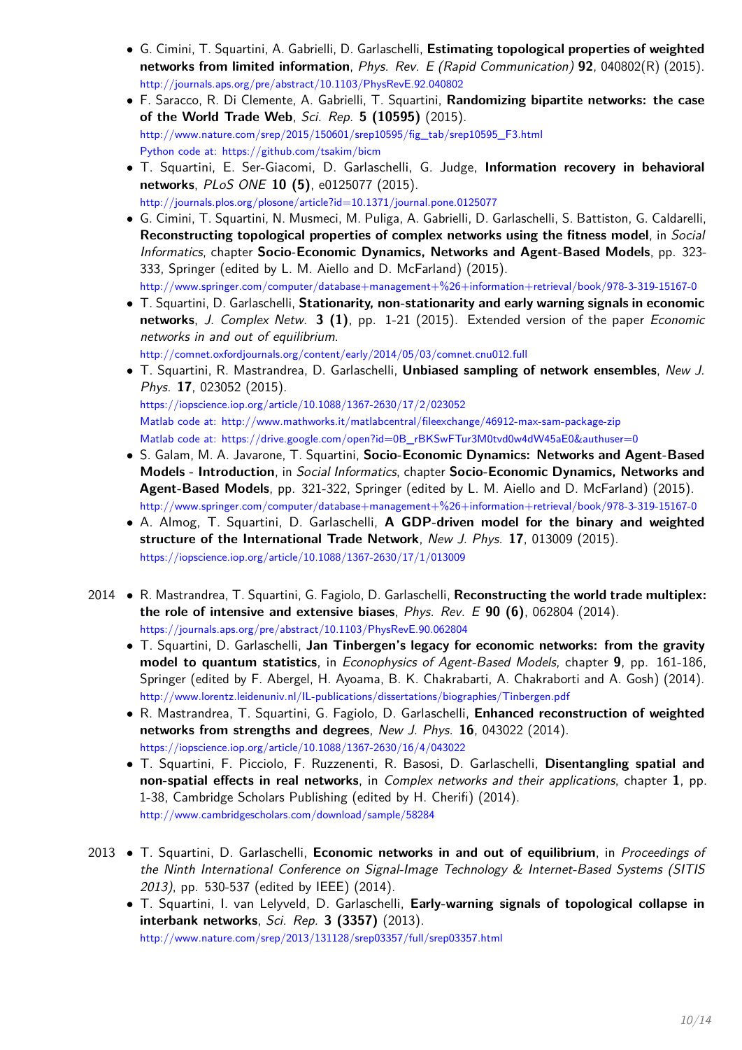- G. Cimini, T. Squartini, A. Gabrielli, D. Garlaschelli, **Estimating topological properties of weighted networks from limited information**, *Phys. Rev. E (Rapid Communication)* **92**, 040802(R) (2015).
  http://journals.aps.org/pre/abstract/10.1103/PhysRevE.92.040802
- F. Saracco, R. Di Clemente, A. Gabrielli, T. Squartini, **Randomizing bipartite networks: the case of the World Trade Web**, *Sci. Rep.* **5 (10595)** (2015).
  http://www.nature.com/srep/2015/150601/srep10595/fig_tab/srep10595_F3.html
  Python code at: https://github.com/tsakim/bicm
- T. Squartini, E. Ser-Giacomi, D. Garlaschelli, G. Judge, **Information recovery in behavioral networks**, *PLoS ONE* **10 (5)**, e0125077 (2015).
  http://journals.plos.org/plosone/article?id=10.1371/journal.pone.0125077
- G. Cimini, T. Squartini, N. Musmeci, M. Puliga, A. Gabrielli, D. Garlaschelli, S. Battiston, G. Caldarelli, **Reconstructing topological properties of complex networks using the fitness model**, in *Social Informatics*, chapter **Socio-Economic Dynamics, Networks and Agent-Based Models**, pp. 323-333, Springer (edited by L. M. Aiello and D. McFarland) (2015).
  http://www.springer.com/computer/database+management+%26+information+retrieval/book/978-3-319-15167-0
- T. Squartini, D. Garlaschelli, **Stationarity, non-stationarity and early warning signals in economic networks**, *J. Complex Netw.* **3 (1)**, pp. 1-21 (2015). Extended version of the paper *Economic networks in and out of equilibrium*.
  http://comnet.oxfordjournals.org/content/early/2014/05/03/comnet.cnu012.full
- T. Squartini, R. Mastrandrea, D. Garlaschelli, **Unbiased sampling of network ensembles**, *New J. Phys.* **17**, 023052 (2015).
  https://iopscience.iop.org/article/10.1088/1367-2630/17/2/023052
  Matlab code at: http://www.mathworks.it/matlabcentral/fileexchange/46912-max-sam-package-zip
  Matlab code at: https://drive.google.com/open?id=0B_rBKSwFTur3M0tvd0w4dW45aE0&authuser=0
- S. Galam, M. A. Javarone, T. Squartini, **Socio-Economic Dynamics: Networks and Agent-Based Models - Introduction**, in *Social Informatics*, chapter **Socio-Economic Dynamics, Networks and Agent-Based Models**, pp. 321-322, Springer (edited by L. M. Aiello and D. McFarland) (2015).
  http://www.springer.com/computer/database+management+%26+information+retrieval/book/978-3-319-15167-0
- A. Almog, T. Squartini, D. Garlaschelli, **A GDP-driven model for the binary and weighted structure of the International Trade Network**, *New J. Phys.* **17**, 013009 (2015).
  https://iopscience.iop.org/article/10.1088/1367-2630/17/1/013009

2014

- R. Mastrandrea, T. Squartini, G. Fagiolo, D. Garlaschelli, **Reconstructing the world trade multiplex: the role of intensive and extensive biases**, *Phys. Rev. E* **90 (6)**, 062804 (2014).
  https://journals.aps.org/pre/abstract/10.1103/PhysRevE.90.062804
- T. Squartini, D. Garlaschelli, **Jan Tinbergen's legacy for economic networks: from the gravity model to quantum statistics**, in *Econophysics of Agent-Based Models*, chapter **9**, pp. 161-186, Springer (edited by F. Abergel, H. Ayoama, B. K. Chakrabarti, A. Chakraborti and A. Gosh) (2014).
  http://www.lorentz.leidenuniv.nl/IL-publications/dissertations/biographies/Tinbergen.pdf
- R. Mastrandrea, T. Squartini, G. Fagiolo, D. Garlaschelli, **Enhanced reconstruction of weighted networks from strengths and degrees**, *New J. Phys.* **16**, 043022 (2014).
  https://iopscience.iop.org/article/10.1088/1367-2630/16/4/043022
- T. Squartini, F. Picciolo, F. Ruzzenenti, R. Basosi, D. Garlaschelli, **Disentangling spatial and non-spatial effects in real networks**, in *Complex networks and their applications*, chapter **1**, pp. 1-38, Cambridge Scholars Publishing (edited by H. Cherifi) (2014).
  http://www.cambridgescholars.com/download/sample/58284

2013

- T. Squartini, D. Garlaschelli, **Economic networks in and out of equilibrium**, in *Proceedings of the Ninth International Conference on Signal-Image Technology & Internet-Based Systems (SITIS 2013)*, pp. 530-537 (edited by IEEE) (2014).
- T. Squartini, I. van Lelyveld, D. Garlaschelli, **Early-warning signals of topological collapse in interbank networks**, *Sci. Rep.* **3 (3357)** (2013).
  http://www.nature.com/srep/2013/131128/srep03357/full/srep03357.html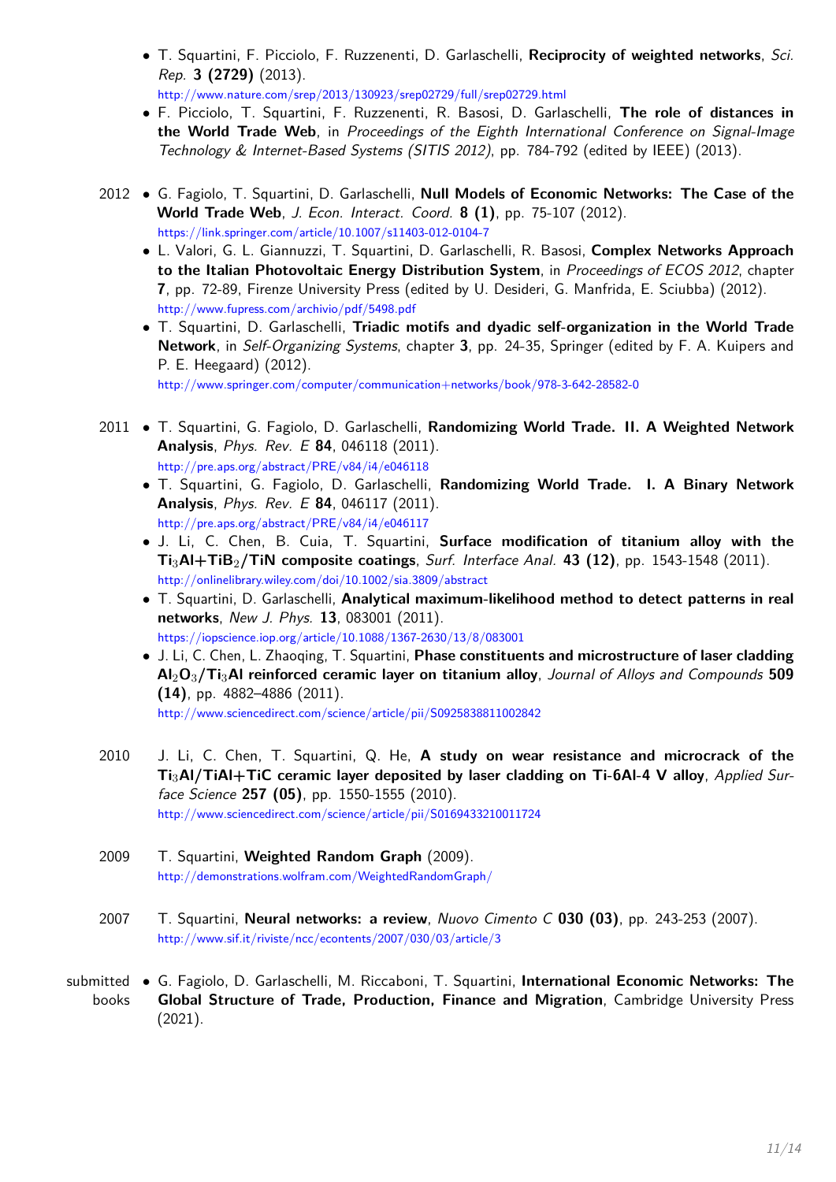- T. Squartini, F. Picciolo, F. Ruzzenenti, D. Garlaschelli, **Reciprocity of weighted networks**, *Sci. Rep.* **3 (2729)** (2013).
  http://www.nature.com/srep/2013/130923/srep02729/full/srep02729.html
- F. Picciolo, T. Squartini, F. Ruzzenenti, R. Basosi, D. Garlaschelli, **The role of distances in the World Trade Web**, in *Proceedings of the Eighth International Conference on Signal-Image Technology & Internet-Based Systems (SITIS 2012)*, pp. 784-792 (edited by IEEE) (2013).

2012

- G. Fagiolo, T. Squartini, D. Garlaschelli, **Null Models of Economic Networks: The Case of the World Trade Web**, *J. Econ. Interact. Coord.* **8 (1)**, pp. 75-107 (2012).
  https://link.springer.com/article/10.1007/s11403-012-0104-7
- L. Valori, G. L. Giannuzzi, T. Squartini, D. Garlaschelli, R. Basosi, **Complex Networks Approach to the Italian Photovoltaic Energy Distribution System**, in *Proceedings of ECOS 2012*, chapter **7**, pp. 72-89, Firenze University Press (edited by U. Desideri, G. Manfrida, E. Sciubba) (2012).
  http://www.fupress.com/archivio/pdf/5498.pdf
- T. Squartini, D. Garlaschelli, **Triadic motifs and dyadic self-organization in the World Trade Network**, in *Self-Organizing Systems*, chapter **3**, pp. 24-35, Springer (edited by F. A. Kuipers and P. E. Heegaard) (2012).
  http://www.springer.com/computer/communication+networks/book/978-3-642-28582-0

2011

- T. Squartini, G. Fagiolo, D. Garlaschelli, **Randomizing World Trade. II. A Weighted Network Analysis**, *Phys. Rev. E* **84**, 046118 (2011).
  http://pre.aps.org/abstract/PRE/v84/i4/e046118
- T. Squartini, G. Fagiolo, D. Garlaschelli, **Randomizing World Trade. I. A Binary Network Analysis**, *Phys. Rev. E* **84**, 046117 (2011).
  http://pre.aps.org/abstract/PRE/v84/i4/e046117
- J. Li, C. Chen, B. Cuia, T. Squartini, **Surface modification of titanium alloy with the $Ti_3Al$+$TiB_2$/TiN composite coatings**, *Surf. Interface Anal.* **43 (12)**, pp. 1543-1548 (2011).
  http://onlinelibrary.wiley.com/doi/10.1002/sia.3809/abstract
- T. Squartini, D. Garlaschelli, **Analytical maximum-likelihood method to detect patterns in real networks**, *New J. Phys.* **13**, 083001 (2011).
  https://iopscience.iop.org/article/10.1088/1367-2630/13/8/083001
- J. Li, C. Chen, L. Zhaoqing, T. Squartini, **Phase constituents and microstructure of laser cladding $Al_2O_3$/$Ti_3Al$ reinforced ceramic layer on titanium alloy**, *Journal of Alloys and Compounds* **509 (14)**, pp. 4882–4886 (2011).
  http://www.sciencedirect.com/science/article/pii/S0925838811002842

2010

J. Li, C. Chen, T. Squartini, Q. He, **A study on wear resistance and microcrack of the $Ti_3Al$/TiAl+TiC ceramic layer deposited by laser cladding on Ti-6Al-4 V alloy**, *Applied Surface Science* **257 (05)**, pp. 1550-1555 (2010).
http://www.sciencedirect.com/science/article/pii/S0169433210011724

2009

T. Squartini, **Weighted Random Graph** (2009).
http://demonstrations.wolfram.com/WeightedRandomGraph/

2007

T. Squartini, **Neural networks: a review**, *Nuovo Cimento C* **030 (03)**, pp. 243-253 (2007).
http://www.sif.it/riviste/ncc/econtents/2007/030/03/article/3

submitted books

- G. Fagiolo, D. Garlaschelli, M. Riccaboni, T. Squartini, **International Economic Networks: The Global Structure of Trade, Production, Finance and Migration**, Cambridge University Press (2021).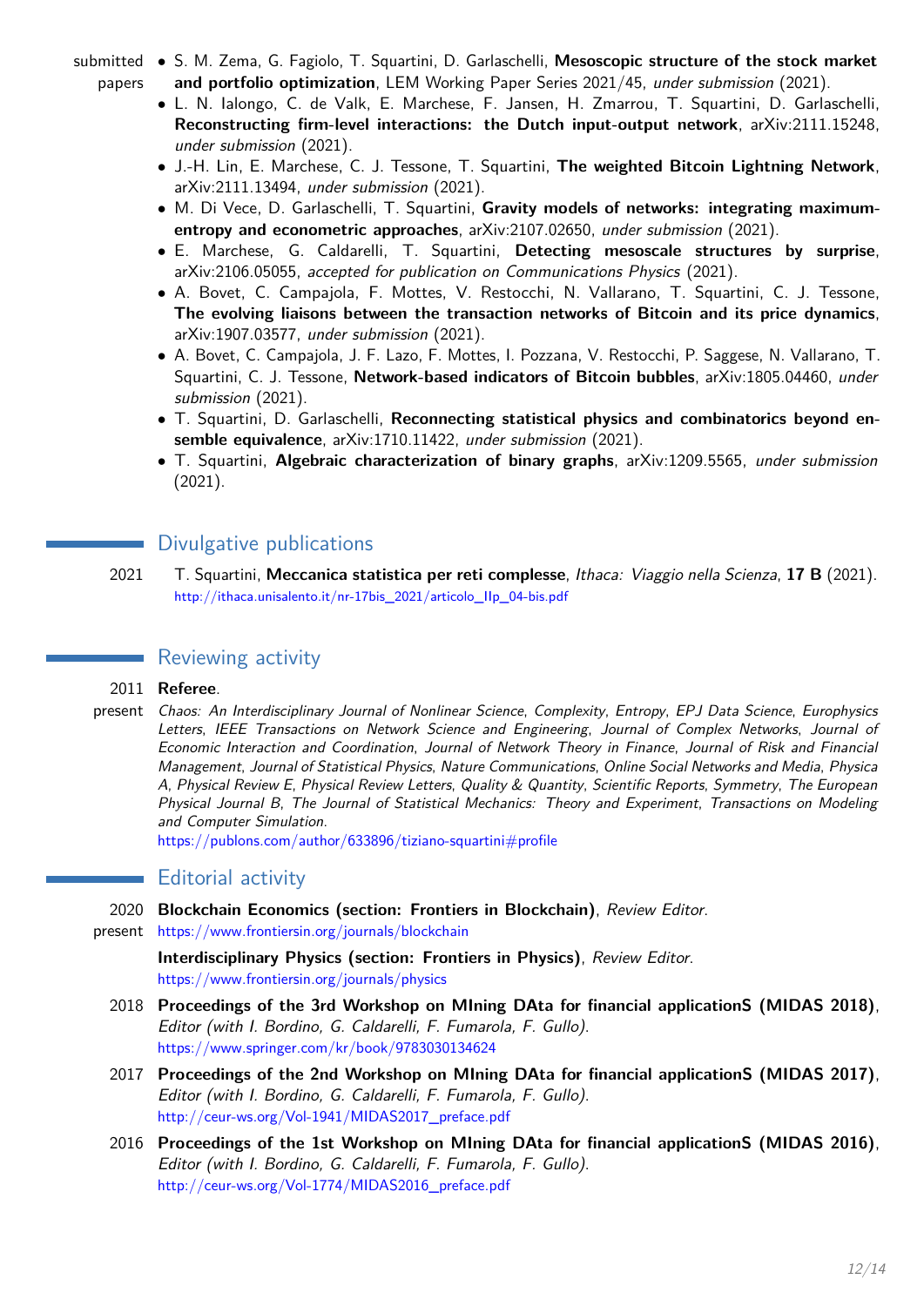submitted papers

- S. M. Zema, G. Fagiolo, T. Squartini, D. Garlaschelli, **Mesoscopic structure of the stock market and portfolio optimization**, LEM Working Paper Series 2021/45, *under submission* (2021).
- L. N. Ialongo, C. de Valk, E. Marchese, F. Jansen, H. Zmarrou, T. Squartini, D. Garlaschelli, **Reconstructing firm-level interactions: the Dutch input-output network**, arXiv:2111.15248, *under submission* (2021).
- J.-H. Lin, E. Marchese, C. J. Tessone, T. Squartini, **The weighted Bitcoin Lightning Network**, arXiv:2111.13494, *under submission* (2021).
- M. Di Vece, D. Garlaschelli, T. Squartini, **Gravity models of networks: integrating maximum-entropy and econometric approaches**, arXiv:2107.02650, *under submission* (2021).
- E. Marchese, G. Caldarelli, T. Squartini, **Detecting mesoscale structures by surprise**, arXiv:2106.05055, *accepted for publication on Communications Physics* (2021).
- A. Bovet, C. Campajola, F. Mottes, V. Restocchi, N. Vallarano, T. Squartini, C. J. Tessone, **The evolving liaisons between the transaction networks of Bitcoin and its price dynamics**, arXiv:1907.03577, *under submission* (2021).
- A. Bovet, C. Campajola, J. F. Lazo, F. Mottes, I. Pozzana, V. Restocchi, P. Saggese, N. Vallarano, T. Squartini, C. J. Tessone, **Network-based indicators of Bitcoin bubbles**, arXiv:1805.04460, *under submission* (2021).
- T. Squartini, D. Garlaschelli, **Reconnecting statistical physics and combinatorics beyond ensemble equivalence**, arXiv:1710.11422, *under submission* (2021).
- T. Squartini, **Algebraic characterization of binary graphs**, arXiv:1209.5565, *under submission* (2021).

## Divulgative publications

2021 T. Squartini, **Meccanica statistica per reti complesse**, *Ithaca: Viaggio nella Scienza*, **17 B** (2021).
http://ithaca.unisalento.it/nr-17bis_2021/articolo_IIp_04-bis.pdf

## Reviewing activity

2011 – present **Referee**.
*Chaos: An Interdisciplinary Journal of Nonlinear Science*, *Complexity*, *Entropy*, *EPJ Data Science*, *Europhysics Letters*, *IEEE Transactions on Network Science and Engineering*, *Journal of Complex Networks*, *Journal of Economic Interaction and Coordination*, *Journal of Network Theory in Finance*, *Journal of Risk and Financial Management*, *Journal of Statistical Physics*, *Nature Communications*, *Online Social Networks and Media*, *Physica A*, *Physical Review E*, *Physical Review Letters*, *Quality & Quantity*, *Scientific Reports*, *Symmetry*, *The European Physical Journal B*, *The Journal of Statistical Mechanics: Theory and Experiment*, *Transactions on Modeling and Computer Simulation*.
https://publons.com/author/633896/tiziano-squartini#profile

## Editorial activity

2020 – present **Blockchain Economics (section: Frontiers in Blockchain)**, *Review Editor*.
https://www.frontiersin.org/journals/blockchain

**Interdisciplinary Physics (section: Frontiers in Physics)**, *Review Editor*.
https://www.frontiersin.org/journals/physics

2018 **Proceedings of the 3rd Workshop on MIning DAta for financial applicationS (MIDAS 2018)**, *Editor (with I. Bordino, G. Caldarelli, F. Fumarola, F. Gullo)*.
https://www.springer.com/kr/book/9783030134624

2017 **Proceedings of the 2nd Workshop on MIning DAta for financial applicationS (MIDAS 2017)**, *Editor (with I. Bordino, G. Caldarelli, F. Fumarola, F. Gullo)*.
http://ceur-ws.org/Vol-1941/MIDAS2017_preface.pdf

2016 **Proceedings of the 1st Workshop on MIning DAta for financial applicationS (MIDAS 2016)**, *Editor (with I. Bordino, G. Caldarelli, F. Fumarola, F. Gullo)*.
http://ceur-ws.org/Vol-1774/MIDAS2016_preface.pdf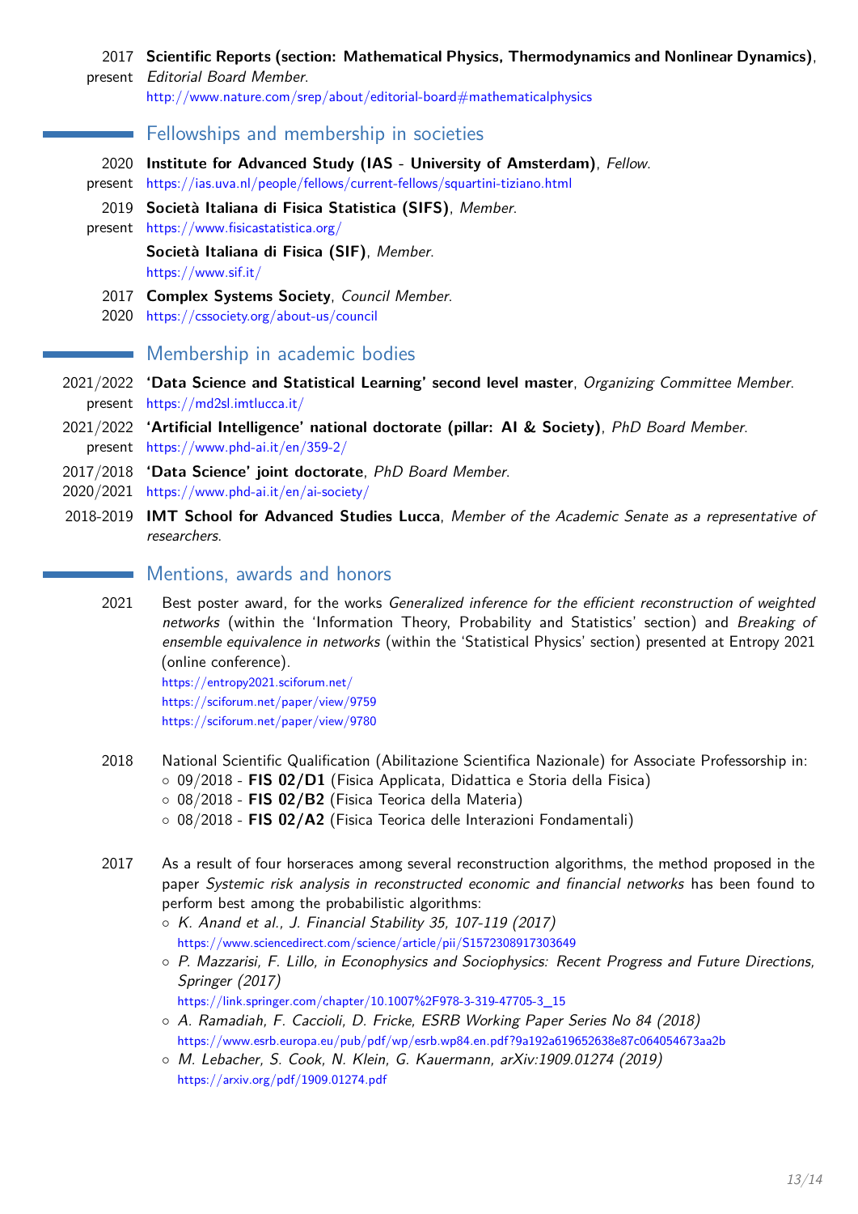2017 – present **Scientific Reports (section: Mathematical Physics, Thermodynamics and Nonlinear Dynamics)**, *Editorial Board Member*.
http://www.nature.com/srep/about/editorial-board#mathematicalphysics

## Fellowships and membership in societies

2020 – present **Institute for Advanced Study (IAS - University of Amsterdam)**, *Fellow*.
https://ias.uva.nl/people/fellows/current-fellows/squartini-tiziano.html

2019 – present **Società Italiana di Fisica Statistica (SIFS)**, *Member*.
https://www.fisicastatistica.org/

**Società Italiana di Fisica (SIF)**, *Member*.
https://www.sif.it/

2017 – 2020 **Complex Systems Society**, *Council Member*.
https://cssociety.org/about-us/council

## Membership in academic bodies

2021/2022 – present **'Data Science and Statistical Learning' second level master**, *Organizing Committee Member*.
https://md2sl.imtlucca.it/

2021/2022 – present **'Artificial Intelligence' national doctorate (pillar: AI & Society)**, *PhD Board Member*.
https://www.phd-ai.it/en/359-2/

2017/2018 – 2020/2021 **'Data Science' joint doctorate**, *PhD Board Member*.
https://www.phd-ai.it/en/ai-society/

2018-2019 **IMT School for Advanced Studies Lucca**, *Member of the Academic Senate as a representative of researchers*.

## Mentions, awards and honors

2021 Best poster award, for the works *Generalized inference for the efficient reconstruction of weighted networks* (within the 'Information Theory, Probability and Statistics' section) and *Breaking of ensemble equivalence in networks* (within the 'Statistical Physics' section) presented at Entropy 2021 (online conference).
https://entropy2021.sciforum.net/
https://sciforum.net/paper/view/9759
https://sciforum.net/paper/view/9780

2018 National Scientific Qualification (Abilitazione Scientifica Nazionale) for Associate Professorship in:
- 09/2018 - **FIS 02/D1** (Fisica Applicata, Didattica e Storia della Fisica)
- 08/2018 - **FIS 02/B2** (Fisica Teorica della Materia)
- 08/2018 - **FIS 02/A2** (Fisica Teorica delle Interazioni Fondamentali)

2017 As a result of four horseraces among several reconstruction algorithms, the method proposed in the paper *Systemic risk analysis in reconstructed economic and financial networks* has been found to perform best among the probabilistic algorithms:
- *K. Anand et al., J. Financial Stability 35, 107-119 (2017)*
  https://www.sciencedirect.com/science/article/pii/S1572308917303649
- *P. Mazzarisi, F. Lillo, in Econophysics and Sociophysics: Recent Progress and Future Directions, Springer (2017)*
  https://link.springer.com/chapter/10.1007%2F978-3-319-47705-3_15
- *A. Ramadiah, F. Caccioli, D. Fricke, ESRB Working Paper Series No 84 (2018)*
  https://www.esrb.europa.eu/pub/pdf/wp/esrb.wp84.en.pdf?9a192a619652638e87c064054673aa2b
- *M. Lebacher, S. Cook, N. Klein, G. Kauermann, arXiv:1909.01274 (2019)*
  https://arxiv.org/pdf/1909.01274.pdf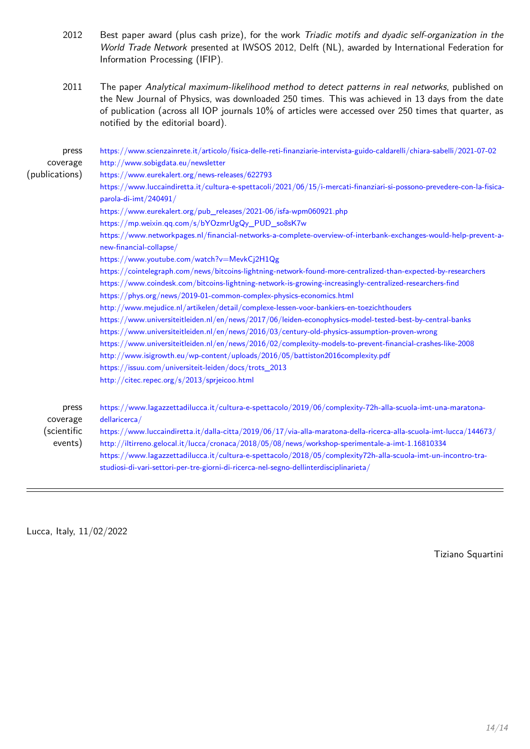2012 Best paper award (plus cash prize), for the work *Triadic motifs and dyadic self-organization in the World Trade Network* presented at IWSOS 2012, Delft (NL), awarded by International Federation for Information Processing (IFIP).

2011 The paper *Analytical maximum-likelihood method to detect patterns in real networks*, published on the New Journal of Physics, was downloaded 250 times. This was achieved in 13 days from the date of publication (across all IOP journals 10% of articles were accessed over 250 times that quarter, as notified by the editorial board).

**press coverage (publications)**

https://www.scienzainrete.it/articolo/fisica-delle-reti-finanziarie-intervista-guido-caldarelli/chiara-sabelli/2021-07-02
http://www.sobigdata.eu/newsletter
https://www.eurekalert.org/news-releases/622793
https://www.luccaindiretta.it/cultura-e-spettacoli/2021/06/15/i-mercati-finanziari-si-possono-prevedere-con-la-fisica-parola-di-imt/240491/
https://www.eurekalert.org/pub_releases/2021-06/isfa-wpm060921.php
https://mp.weixin.qq.com/s/bYOzmrUgQy_PUD_so8sK7w
https://www.networkpages.nl/financial-networks-a-complete-overview-of-interbank-exchanges-would-help-prevent-a-new-financial-collapse/
https://www.youtube.com/watch?v=MevkCj2H1Qg
https://cointelegraph.com/news/bitcoins-lightning-network-found-more-centralized-than-expected-by-researchers
https://www.coindesk.com/bitcoins-lightning-network-is-growing-increasingly-centralized-researchers-find
https://phys.org/news/2019-01-common-complex-physics-economics.html
http://www.mejudice.nl/artikelen/detail/complexe-lessen-voor-bankiers-en-toezichthouders
https://www.universiteitleiden.nl/en/news/2017/06/leiden-econophysics-model-tested-best-by-central-banks
https://www.universiteitleiden.nl/en/news/2016/03/century-old-physics-assumption-proven-wrong
https://www.universiteitleiden.nl/en/news/2016/02/complexity-models-to-prevent-financial-crashes-like-2008
http://www.isigrowth.eu/wp-content/uploads/2016/05/battiston2016complexity.pdf
https://issuu.com/universiteit-leiden/docs/trots_2013
http://citec.repec.org/s/2013/sprjeicoo.html

**press coverage (scientific events)**

https://www.lagazzettadilucca.it/cultura-e-spettacolo/2019/06/complexity-72h-alla-scuola-imt-una-maratona-dellaricerca/
https://www.luccaindiretta.it/dalla-citta/2019/06/17/via-alla-maratona-della-ricerca-alla-scuola-imt-lucca/144673/
http://iltirreno.gelocal.it/lucca/cronaca/2018/05/08/news/workshop-sperimentale-a-imt-1.16810334
https://www.lagazzettadilucca.it/cultura-e-spettacolo/2018/05/complexity72h-alla-scuola-imt-un-incontro-tra-studiosi-di-vari-settori-per-tre-giorni-di-ricerca-nel-segno-dellinterdisciplinarieta/

---

Lucca, Italy, 11/02/2022

Tiziano Squartini